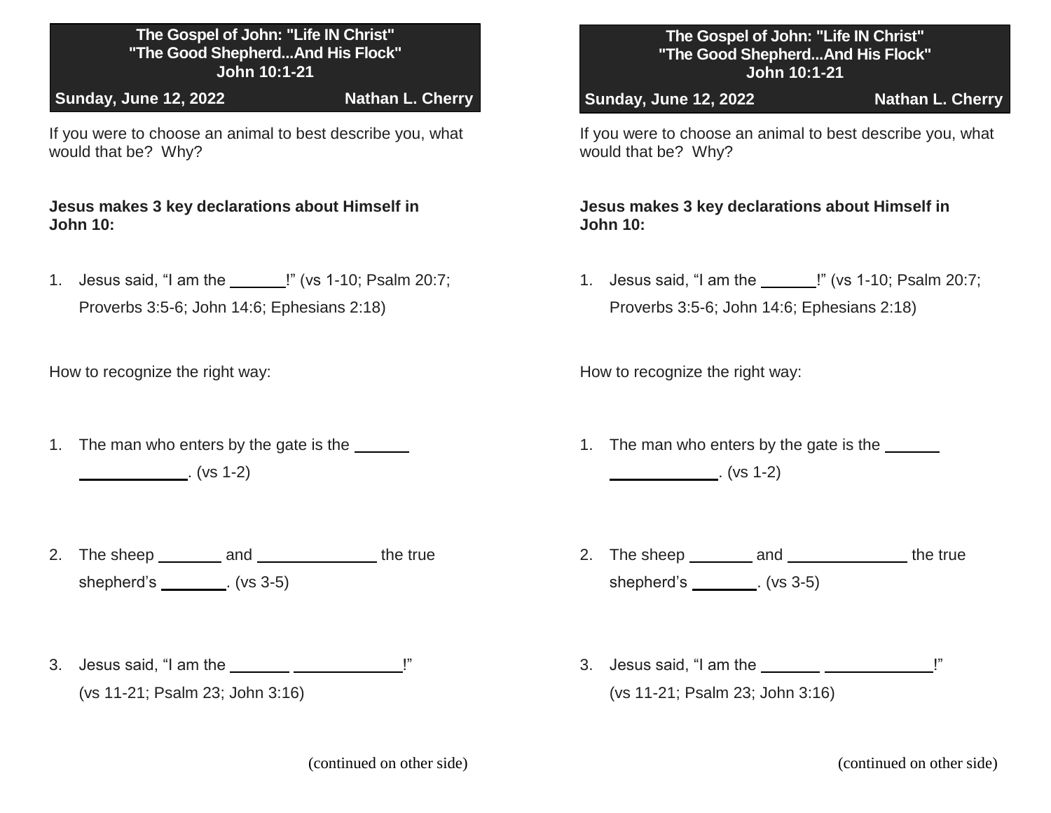**The Gospel of John: "Life IN Christ"**
**"The Good Shepherd...And His Flock"**
**John 10:1-21**

**Sunday, June 12, 2022** **Nathan L. Cherry**

If you were to choose an animal to best describe you, what would that be? Why?

**Jesus makes 3 key declarations about Himself in John 10:**

1. Jesus said, "I am the ______!" (vs 1-10; Psalm 20:7; Proverbs 3:5-6; John 14:6; Ephesians 2:18)

How to recognize the right way:

1. The man who enters by the gate is the ______ ____________. (vs 1-2)

2. The sheep _______ and ______________ the true shepherd's _______. (vs 3-5)

3. Jesus said, "I am the _______ ____________!" (vs 11-21; Psalm 23; John 3:16)

(continued on other side)

**The Gospel of John: "Life IN Christ"**
**"The Good Shepherd...And His Flock"**
**John 10:1-21**

**Sunday, June 12, 2022** **Nathan L. Cherry**

If you were to choose an animal to best describe you, what would that be? Why?

**Jesus makes 3 key declarations about Himself in John 10:**

1. Jesus said, "I am the ______!" (vs 1-10; Psalm 20:7; Proverbs 3:5-6; John 14:6; Ephesians 2:18)

How to recognize the right way:

1. The man who enters by the gate is the ______ ____________. (vs 1-2)

2. The sheep _______ and ______________ the true shepherd's _______. (vs 3-5)

3. Jesus said, "I am the _______ ____________!" (vs 11-21; Psalm 23; John 3:16)

(continued on other side)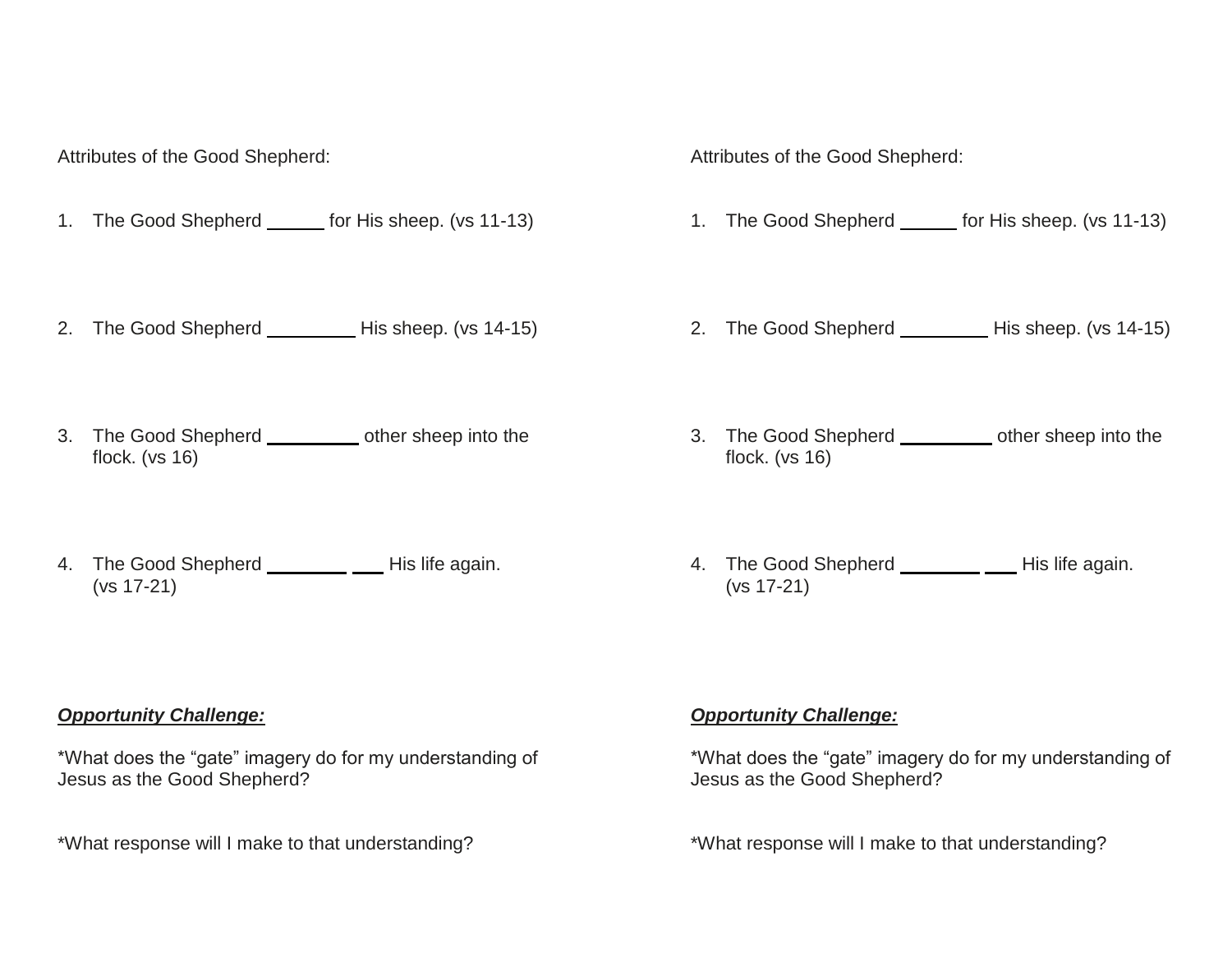Attributes of the Good Shepherd:

1. The Good Shepherd ______ for His sheep. (vs 11-13)

2. The Good Shepherd _________ His sheep. (vs 14-15)

3. The Good Shepherd _________ other sheep into the flock. (vs 16)

4. The Good Shepherd ________ ___ His life again. (vs 17-21)

***Opportunity Challenge:***

*What does the “gate” imagery do for my understanding of Jesus as the Good Shepherd?

*What response will I make to that understanding?

Attributes of the Good Shepherd:

1. The Good Shepherd ______ for His sheep. (vs 11-13)

2. The Good Shepherd _________ His sheep. (vs 14-15)

3. The Good Shepherd _________ other sheep into the flock. (vs 16)

4. The Good Shepherd ________ ___ His life again. (vs 17-21)

***Opportunity Challenge:***

*What does the “gate” imagery do for my understanding of Jesus as the Good Shepherd?

*What response will I make to that understanding?